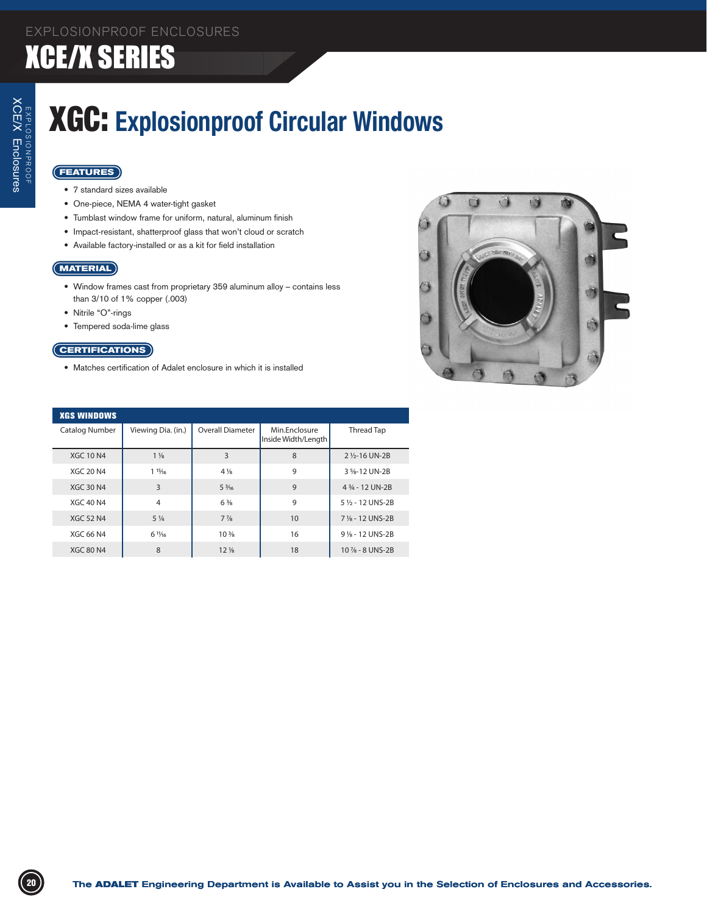# XCE/X SERIES

EXPLOSIONPROOF ENCLOSURES

## XGC: Explosionproof Circular Windows

### FEATURES

- 7 standard sizes available
- One-piece, NEMA 4 water-tight gasket
- Tumblast window frame for uniform, natural, aluminum finish
- Impact-resistant, shatterproof glass that won't cloud or scratch
- Available factory-installed or as a kit for field installation

### MATERIAL

- Window frames cast from proprietary 359 aluminum alloy – contains less than 3/10 of 1% copper (.003)
- Nitrile "O"-rings
- Tempered soda-lime glass

### CERTIFICATIONS

- Matches certification of Adalet enclosure in which it is installed

**XGS WINDOWS**

| Catalog Number | Viewing Dia. (in.) | Overall Diameter | Min.Enclosure Inside Width/Length | Thread Tap |
|---|---|---|---|---|
| XGC 10 N4 | 1 ⅛ | 3 | 8 | 2 ½-16 UN-2B |
| XGC 20 N4 | 1 ¹⁵⁄₁₆ | 4 ⅛ | 9 | 3 ⅝-12 UN-2B |
| XGC 30 N4 | 3 | 5 ³⁄₁₆ | 9 | 4 ¾ - 12 UN-2B |
| XGC 40 N4 | 4 | 6 ⅜ | 9 | 5 ½ - 12 UNS-2B |
| XGC 52 N4 | 5 ¼ | 7 ⅞ | 10 | 7 ⅛ - 12 UNS-2B |
| XGC 66 N4 | 6 ¹¹⁄₁₆ | 10 ⅜ | 16 | 9 ⅛ - 12 UNS-2B |
| XGC 80 N4 | 8 | 12 ⅛ | 18 | 10 ⅞ - 8 UNS-2B |

The **ADALET** Engineering Department is Available to Assist you in the Selection of Enclosures and Accessories.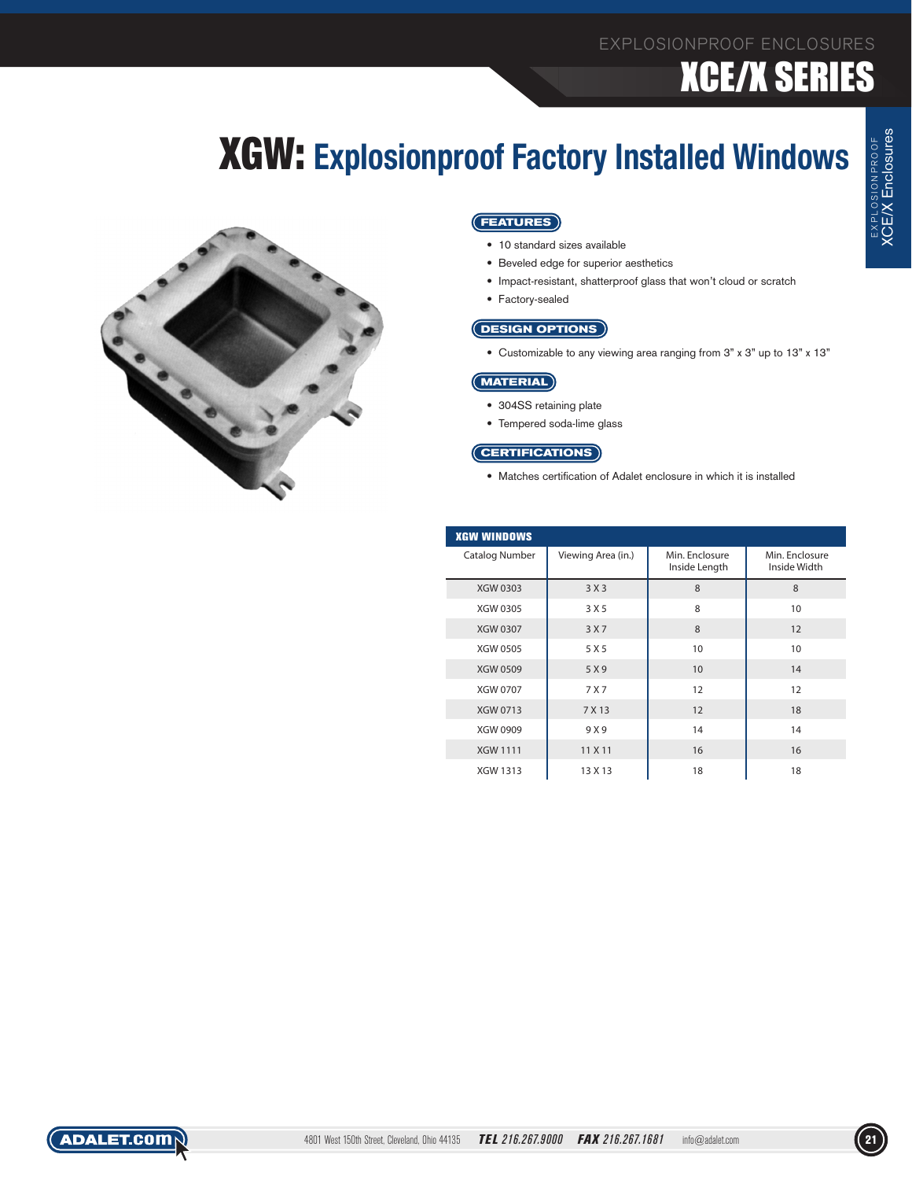# XGW: Explosionproof Factory Installed Windows

## FEATURES

- 10 standard sizes available
- Beveled edge for superior aesthetics
- Impact-resistant, shatterproof glass that won't cloud or scratch
- Factory-sealed

## DESIGN OPTIONS

- Customizable to any viewing area ranging from 3" x 3" up to 13" x 13"

## MATERIAL

- 304SS retaining plate
- Tempered soda-lime glass

## CERTIFICATIONS

- Matches certification of Adalet enclosure in which it is installed

**XGW WINDOWS**

| Catalog Number | Viewing Area (in.) | Min. Enclosure Inside Length | Min. Enclosure Inside Width |
|---|---|---|---|
| XGW 0303 | 3 X 3 | 8 | 8 |
| XGW 0305 | 3 X 5 | 8 | 10 |
| XGW 0307 | 3 X 7 | 8 | 12 |
| XGW 0505 | 5 X 5 | 10 | 10 |
| XGW 0509 | 5 X 9 | 10 | 14 |
| XGW 0707 | 7 X 7 | 12 | 12 |
| XGW 0713 | 7 X 13 | 12 | 18 |
| XGW 0909 | 9 X 9 | 14 | 14 |
| XGW 1111 | 11 X 11 | 16 | 16 |
| XGW 1313 | 13 X 13 | 18 | 18 |